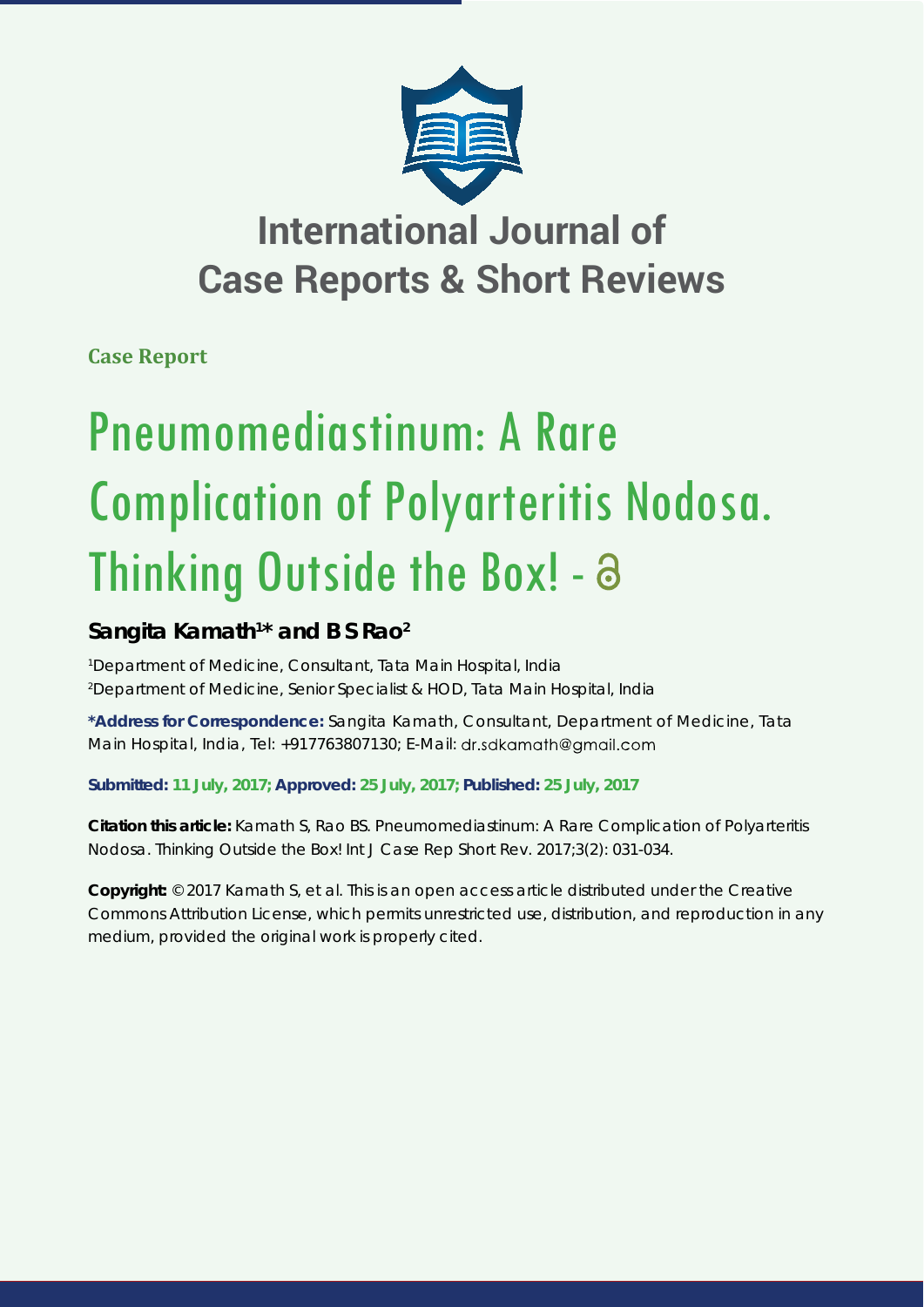# International Journal of Case Reports & Short Reviews

**Case Report**

# Pneumomediastinum: A Rare Complication of Polyarteritis Nodosa. Thinking Outside the Box!

**Sangita Kamath[1]* and B S Rao[2]**

[1]Department of Medicine, Consultant, Tata Main Hospital, India
[2]Department of Medicine, Senior Specialist & HOD, Tata Main Hospital, India

**\*Address for Correspondence:** Sangita Kamath, Consultant, Department of Medicine, Tata Main Hospital, India, Tel: +917763807130; E-Mail: dr.sdkamath@gmail.com

**Submitted: 11 July, 2017; Approved: 25 July, 2017; Published: 25 July, 2017**

**Citation this article:** Kamath S, Rao BS. Pneumomediastinum: A Rare Complication of Polyarteritis Nodosa. Thinking Outside the Box! Int J Case Rep Short Rev. 2017;3(2): 031-034.

**Copyright:** © 2017 Kamath S, et al. This is an open access article distributed under the Creative Commons Attribution License, which permits unrestricted use, distribution, and reproduction in any medium, provided the original work is properly cited.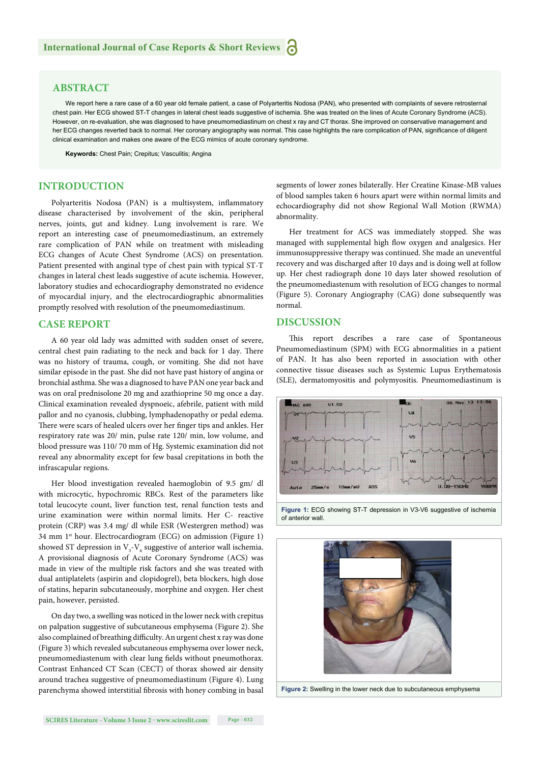## ABSTRACT

We report here a rare case of a 60 year old female patient, a case of Polyarteritis Nodosa (PAN), who presented with complaints of severe retrosternal chest pain. Her ECG showed ST-T changes in lateral chest leads suggestive of ischemia. She was treated on the lines of Acute Coronary Syndrome (ACS). However, on re-evaluation, she was diagnosed to have pneumomediastinum on chest x ray and CT thorax. She improved on conservative management and her ECG changes reverted back to normal. Her coronary angiography was normal. This case highlights the rare complication of PAN, significance of diligent clinical examination and makes one aware of the ECG mimics of acute coronary syndrome.

**Keywords:** Chest Pain; Crepitus; Vasculitis; Angina

## INTRODUCTION

Polyarteritis Nodosa (PAN) is a multisystem, inflammatory disease characterised by involvement of the skin, peripheral nerves, joints, gut and kidney. Lung involvement is rare. We report an interesting case of pneumomediastinum, an extremely rare complication of PAN while on treatment with misleading ECG changes of Acute Chest Syndrome (ACS) on presentation. Patient presented with anginal type of chest pain with typical ST-T changes in lateral chest leads suggestive of acute ischemia. However, laboratory studies and echocardiography demonstrated no evidence of myocardial injury, and the electrocardiographic abnormalities promptly resolved with resolution of the pneumomediastinum.

## CASE REPORT

A 60 year old lady was admitted with sudden onset of severe, central chest pain radiating to the neck and back for 1 day. There was no history of trauma, cough, or vomiting. She did not have similar episode in the past. She did not have past history of angina or bronchial asthma. She was a diagnosed to have PAN one year back and was on oral prednisolone 20 mg and azathioprine 50 mg once a day. Clinical examination revealed dyspnoeic, afebrile, patient with mild pallor and no cyanosis, clubbing, lymphadenopathy or pedal edema. There were scars of healed ulcers over her finger tips and ankles. Her respiratory rate was 20/ min, pulse rate 120/ min, low volume, and blood pressure was 110/ 70 mm of Hg. Systemic examination did not reveal any abnormality except for few basal crepitations in both the infrascapular regions.

Her blood investigation revealed haemoglobin of 9.5 gm/ dl with microcytic, hypochromic RBCs. Rest of the parameters like total leucocyte count, liver function test, renal function tests and urine examination were within normal limits. Her C- reactive protein (CRP) was 3.4 mg/ dl while ESR (Westergren method) was 34 mm 1st hour. Electrocardiogram (ECG) on admission (Figure 1) showed ST depression in $V_3$-$V_6$ suggestive of anterior wall ischemia. A provisional diagnosis of Acute Coronary Syndrome (ACS) was made in view of the multiple risk factors and she was treated with dual antiplatelets (aspirin and clopidogrel), beta blockers, high dose of statins, heparin subcutaneously, morphine and oxygen. Her chest pain, however, persisted.

On day two, a swelling was noticed in the lower neck with crepitus on palpation suggestive of subcutaneous emphysema (Figure 2). She also complained of breathing difficulty. An urgent chest x ray was done (Figure 3) which revealed subcutaneous emphysema over lower neck, pneumomediastenum with clear lung fields without pneumothorax. Contrast Enhanced CT Scan (CECT) of thorax showed air density around trachea suggestive of pneumomediastinum (Figure 4). Lung parenchyma showed interstitial fibrosis with honey combing in basal segments of lower zones bilaterally. Her Creatine Kinase-MB values of blood samples taken 6 hours apart were within normal limits and echocardiography did not show Regional Wall Motion (RWMA) abnormality.

Her treatment for ACS was immediately stopped. She was managed with supplemental high flow oxygen and analgesics. Her immunosuppressive therapy was continued. She made an uneventful recovery and was discharged after 10 days and is doing well at follow up. Her chest radiograph done 10 days later showed resolution of the pneumomediastenum with resolution of ECG changes to normal (Figure 5). Coronary Angiography (CAG) done subsequently was normal.

## DISCUSSION

This report describes a rare case of Spontaneous Pneumomediastinum (SPM) with ECG abnormalities in a patient of PAN. It has also been reported in association with other connective tissue diseases such as Systemic Lupus Erythematosis (SLE), dermatomyositis and polymyositis. Pneumomediastinum is

**Figure 1:** ECG showing ST-T depression in V3-V6 suggestive of ischemia of anterior wall.

**Figure 2:** Swelling in the lower neck due to subcutaneous emphysema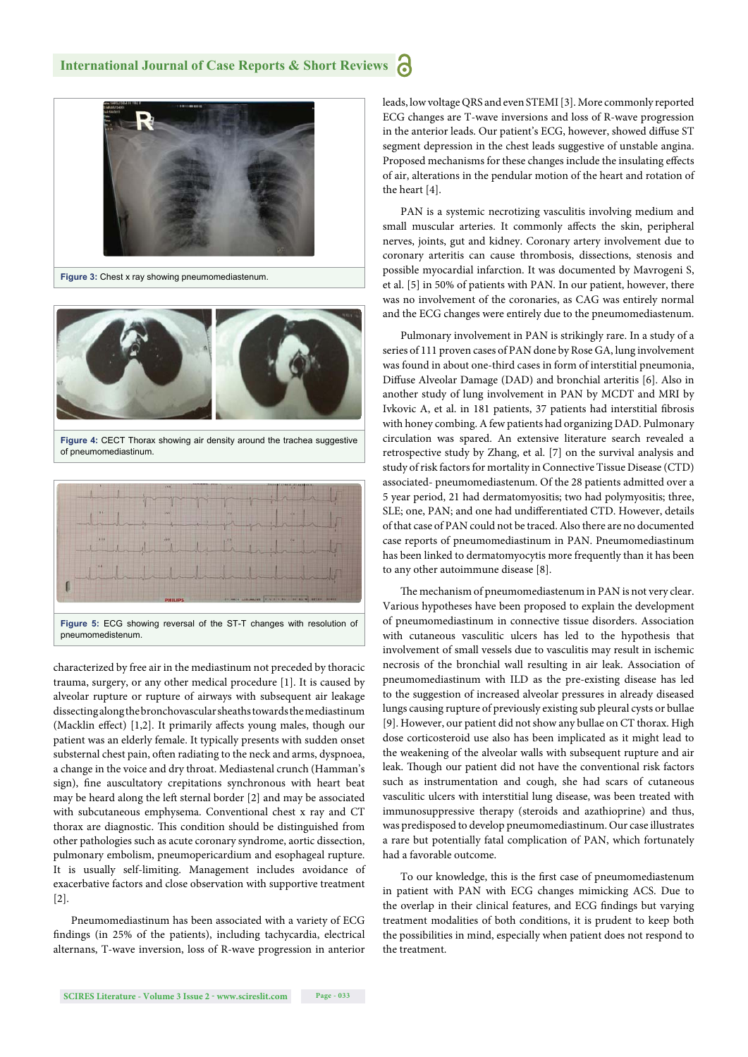Figure 3: Chest x ray showing pneumomediastenum.

Figure 4: CECT Thorax showing air density around the trachea suggestive of pneumomediastinum.

Figure 5: ECG showing reversal of the ST-T changes with resolution of pneumomedistenum.

characterized by free air in the mediastinum not preceded by thoracic trauma, surgery, or any other medical procedure [1]. It is caused by alveolar rupture or rupture of airways with subsequent air leakage dissecting along the bronchovascular sheaths towards the mediastinum (Macklin effect) [1,2]. It primarily affects young males, though our patient was an elderly female. It typically presents with sudden onset substernal chest pain, often radiating to the neck and arms, dyspnoea, a change in the voice and dry throat. Mediastenal crunch (Hamman's sign), fine auscultatory crepitations synchronous with heart beat may be heard along the left sternal border [2] and may be associated with subcutaneous emphysema. Conventional chest x ray and CT thorax are diagnostic. This condition should be distinguished from other pathologies such as acute coronary syndrome, aortic dissection, pulmonary embolism, pneumopericardium and esophageal rupture. It is usually self-limiting. Management includes avoidance of exacerbative factors and close observation with supportive treatment [2].

Pneumomediastinum has been associated with a variety of ECG findings (in 25% of the patients), including tachycardia, electrical alternans, T-wave inversion, loss of R-wave progression in anterior leads, low voltage QRS and even STEMI [3]. More commonly reported ECG changes are T-wave inversions and loss of R-wave progression in the anterior leads. Our patient's ECG, however, showed diffuse ST segment depression in the chest leads suggestive of unstable angina. Proposed mechanisms for these changes include the insulating effects of air, alterations in the pendular motion of the heart and rotation of the heart [4].

PAN is a systemic necrotizing vasculitis involving medium and small muscular arteries. It commonly affects the skin, peripheral nerves, joints, gut and kidney. Coronary artery involvement due to coronary arteritis can cause thrombosis, dissections, stenosis and possible myocardial infarction. It was documented by Mavrogeni S, et al. [5] in 50% of patients with PAN. In our patient, however, there was no involvement of the coronaries, as CAG was entirely normal and the ECG changes were entirely due to the pneumomediastenum.

Pulmonary involvement in PAN is strikingly rare. In a study of a series of 111 proven cases of PAN done by Rose GA, lung involvement was found in about one-third cases in form of interstitial pneumonia, Diffuse Alveolar Damage (DAD) and bronchial arteritis [6]. Also in another study of lung involvement in PAN by MCDT and MRI by Ivkovic A, et al. in 181 patients, 37 patients had interstitial fibrosis with honey combing. A few patients had organizing DAD. Pulmonary circulation was spared. An extensive literature search revealed a retrospective study by Zhang, et al. [7] on the survival analysis and study of risk factors for mortality in Connective Tissue Disease (CTD) associated- pneumomediastenum. Of the 28 patients admitted over a 5 year period, 21 had dermatomyositis; two had polymyositis; three, SLE; one, PAN; and one had undifferentiated CTD. However, details of that case of PAN could not be traced. Also there are no documented case reports of pneumomediastinum in PAN. Pneumomediastinum has been linked to dermatomyocytis more frequently than it has been to any other autoimmune disease [8].

The mechanism of pneumomediastinum in PAN is not very clear. Various hypotheses have been proposed to explain the development of pneumomediastinum in connective tissue disorders. Association with cutaneous vasculitic ulcers has led to the hypothesis that involvement of small vessels due to vasculitis may result in ischemic necrosis of the bronchial wall resulting in air leak. Association of pneumomediastinum with ILD as the pre-existing disease has led to the suggestion of increased alveolar pressures in already diseased lungs causing rupture of previously existing sub pleural cysts or bullae [9]. However, our patient did not show any bullae on CT thorax. High dose corticosteroid use also has been implicated as it might lead to the weakening of the alveolar walls with subsequent rupture and air leak. Though our patient did not have the conventional risk factors such as instrumentation and cough, she had scars of cutaneous vasculitic ulcers with interstitial lung disease, was been treated with immunosuppressive therapy (steroids and azathioprine) and thus, was predisposed to develop pneumomediastinum. Our case illustrates a rare but potentially fatal complication of PAN, which fortunately had a favorable outcome.

To our knowledge, this is the first case of pneumomediastenum in patient with PAN with ECG changes mimicking ACS. Due to the overlap in their clinical features, and ECG findings but varying treatment modalities of both conditions, it is prudent to keep both the possibilities in mind, especially when patient does not respond to the treatment.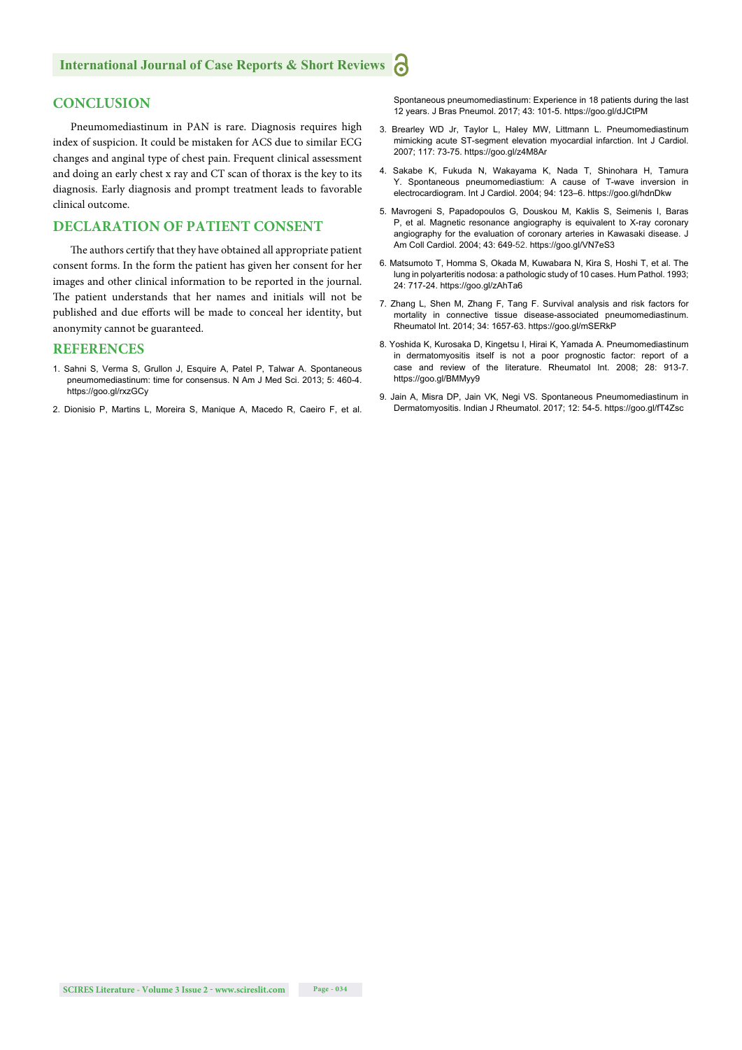## CONCLUSION

Pneumomediastinum in PAN is rare. Diagnosis requires high index of suspicion. It could be mistaken for ACS due to similar ECG changes and anginal type of chest pain. Frequent clinical assessment and doing an early chest x ray and CT scan of thorax is the key to its diagnosis. Early diagnosis and prompt treatment leads to favorable clinical outcome.

## DECLARATION OF PATIENT CONSENT

The authors certify that they have obtained all appropriate patient consent forms. In the form the patient has given her consent for her images and other clinical information to be reported in the journal. The patient understands that her names and initials will not be published and due efforts will be made to conceal her identity, but anonymity cannot be guaranteed.

## REFERENCES

1. Sahni S, Verma S, Grullon J, Esquire A, Patel P, Talwar A. Spontaneous pneumomediastinum: time for consensus. N Am J Med Sci. 2013; 5: 460-4. https://goo.gl/rxzGCy
2. Dionisio P, Martins L, Moreira S, Manique A, Macedo R, Caeiro F, et al. Spontaneous pneumomediastinum: Experience in 18 patients during the last 12 years. J Bras Pneumol. 2017; 43: 101-5. https://goo.gl/dJCtPM
3. Brearley WD Jr, Taylor L, Haley MW, Littmann L. Pneumomediastinum mimicking acute ST-segment elevation myocardial infarction. Int J Cardiol. 2007; 117: 73-75. https://goo.gl/z4M8Ar
4. Sakabe K, Fukuda N, Wakayama K, Nada T, Shinohara H, Tamura Y. Spontaneous pneumomediastium: A cause of T-wave inversion in electrocardiogram. Int J Cardiol. 2004; 94: 123–6. https://goo.gl/hdnDkw
5. Mavrogeni S, Papadopoulos G, Douskou M, Kaklis S, Seimenis I, Baras P, et al. Magnetic resonance angiography is equivalent to X-ray coronary angiography for the evaluation of coronary arteries in Kawasaki disease. J Am Coll Cardiol. 2004; 43: 649-52. https://goo.gl/VN7eS3
6. Matsumoto T, Homma S, Okada M, Kuwabara N, Kira S, Hoshi T, et al. The lung in polyarteritis nodosa: a pathologic study of 10 cases. Hum Pathol. 1993; 24: 717-24. https://goo.gl/zAhTa6
7. Zhang L, Shen M, Zhang F, Tang F. Survival analysis and risk factors for mortality in connective tissue disease-associated pneumomediastinum. Rheumatol Int. 2014; 34: 1657-63. https://goo.gl/mSERkP
8. Yoshida K, Kurosaka D, Kingetsu I, Hirai K, Yamada A. Pneumomediastinum in dermatomyositis itself is not a poor prognostic factor: report of a case and review of the literature. Rheumatol Int. 2008; 28: 913-7. https://goo.gl/BMMyy9
9. Jain A, Misra DP, Jain VK, Negi VS. Spontaneous Pneumomediastinum in Dermatomyositis. Indian J Rheumatol. 2017; 12: 54-5. https://goo.gl/fT4Zsc